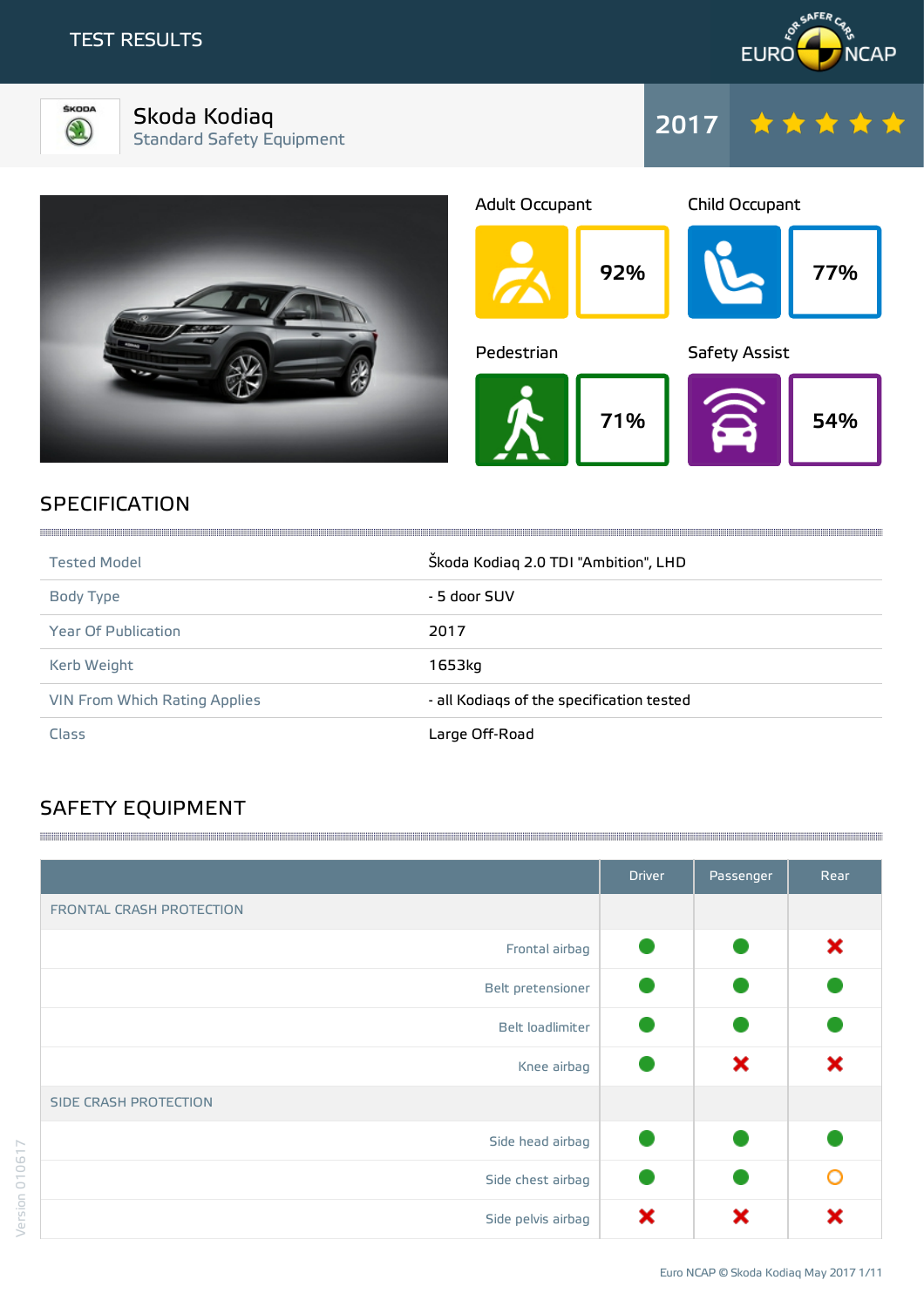TEST RESULTS

# Skoda Kodiaq

Standard Safety Equipment

2017 ★★★★★

Adult Occupant: 92%

Child Occupant: 77%

Pedestrian: 71%

Safety Assist: 54%

## SPECIFICATION

| | |
|---|---|
| Tested Model | Škoda Kodiaq 2.0 TDI "Ambition", LHD |
| Body Type | - 5 door SUV |
| Year Of Publication | 2017 |
| Kerb Weight | 1653kg |
| VIN From Which Rating Applies | - all Kodiaqs of the specification tested |
| Class | Large Off-Road |

## SAFETY EQUIPMENT

| | Driver | Passenger | Rear |
|---|---|---|---|
| FRONTAL CRASH PROTECTION | | | |
| Frontal airbag | ● | ● | ✖ |
| Belt pretensioner | ● | ● | ● |
| Belt loadlimiter | ● | ● | ● |
| Knee airbag | ● | ✖ | ✖ |
| SIDE CRASH PROTECTION | | | |
| Side head airbag | ● | ● | ● |
| Side chest airbag | ● | ● | ○ |
| Side pelvis airbag | ✖ | ✖ | ✖ |

Version 010617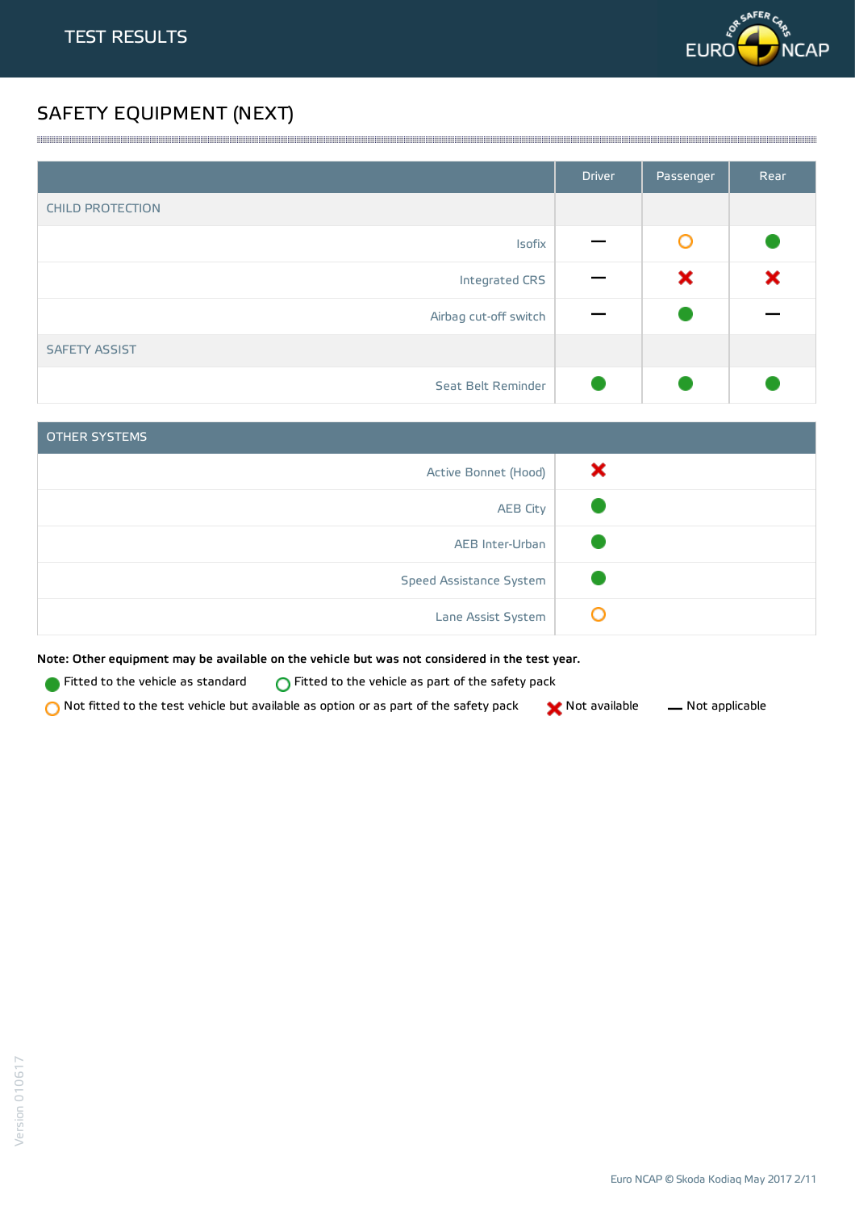# TEST RESULTS

## SAFETY EQUIPMENT (NEXT)

| | Driver | Passenger | Rear |
|---|---|---|---|
| CHILD PROTECTION | | | |
| Isofix | — | ○ (orange) | ● |
| Integrated CRS | — | ✖ | ✖ |
| Airbag cut-off switch | — | ● | — |
| SAFETY ASSIST | | | |
| Seat Belt Reminder | ● | ● | ● |

| OTHER SYSTEMS | |
|---|---|
| Active Bonnet (Hood) | ✖ |
| AEB City | ● |
| AEB Inter-Urban | ● |
| Speed Assistance System | ● |
| Lane Assist System | ○ (orange) |

**Note: Other equipment may be available on the vehicle but was not considered in the test year.**

● Fitted to the vehicle as standard ○ (green) Fitted to the vehicle as part of the safety pack

○ (orange) Not fitted to the test vehicle but available as option or as part of the safety pack ✖ Not available — Not applicable

Version 010617

Euro NCAP © Skoda Kodiaq May 2017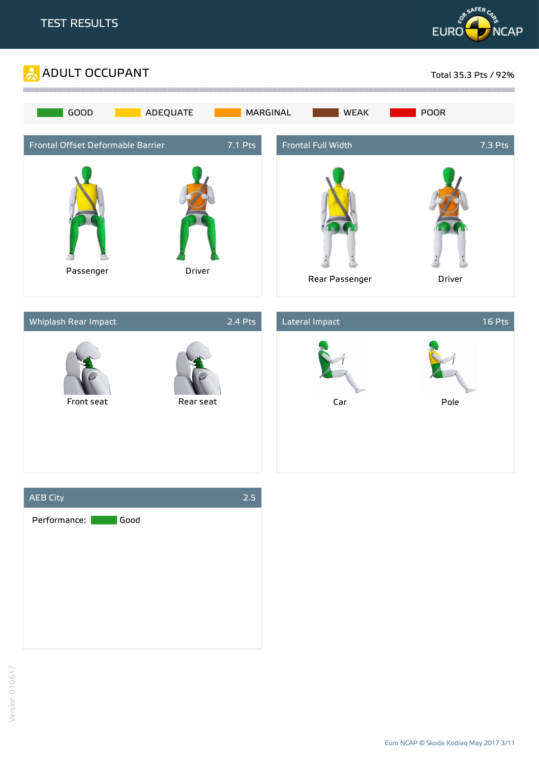# TEST RESULTS

## ADULT OCCUPANT

Total 35.3 Pts / 92%

GOOD  ADEQUATE  MARGINAL  WEAK  POOR

### Frontal Offset Deformable Barrier — 7.1 Pts

Passenger

Driver

### Frontal Full Width — 7.3 Pts

Rear Passenger

Driver

### Whiplash Rear Impact — 2.4 Pts

Front seat

Rear seat

### Lateral Impact — 16 Pts

Car

Pole

### AEB City — 2.5

Performance: Good

Version 010617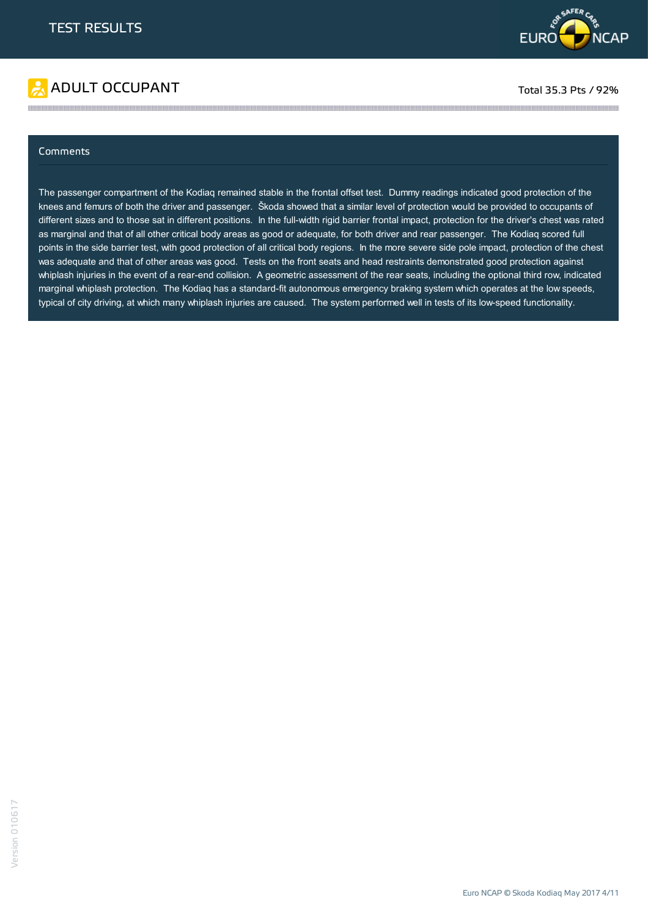# TEST RESULTS

## ADULT OCCUPANT

Total 35.3 Pts / 92%

### Comments

The passenger compartment of the Kodiaq remained stable in the frontal offset test. Dummy readings indicated good protection of the knees and femurs of both the driver and passenger. Škoda showed that a similar level of protection would be provided to occupants of different sizes and to those sat in different positions. In the full-width rigid barrier frontal impact, protection for the driver's chest was rated as marginal and that of all other critical body areas as good or adequate, for both driver and rear passenger. The Kodiaq scored full points in the side barrier test, with good protection of all critical body regions. In the more severe side pole impact, protection of the chest was adequate and that of other areas was good. Tests on the front seats and head restraints demonstrated good protection against whiplash injuries in the event of a rear-end collision. A geometric assessment of the rear seats, including the optional third row, indicated marginal whiplash protection. The Kodiaq has a standard-fit autonomous emergency braking system which operates at the low speeds, typical of city driving, at which many whiplash injuries are caused. The system performed well in tests of its low-speed functionality.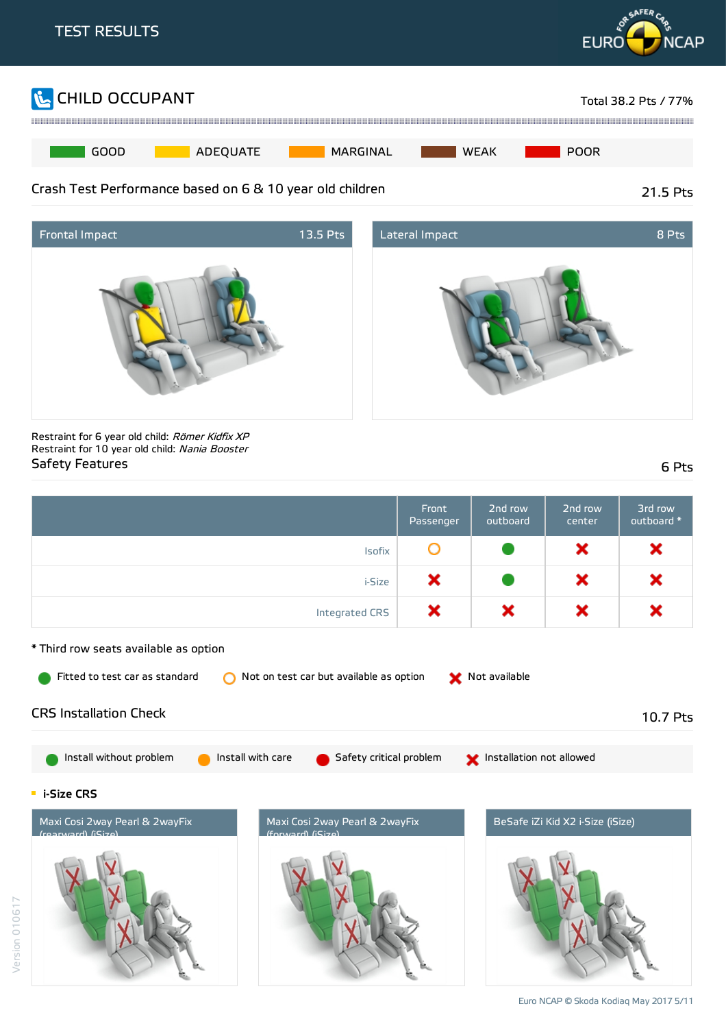TEST RESULTS

# CHILD OCCUPANT

Total 38.2 Pts / 77%

GOOD ADEQUATE MARGINAL WEAK POOR

## Crash Test Performance based on 6 & 10 year old children

21.5 Pts

Frontal Impact 13.5 Pts

Lateral Impact 8 Pts

Restraint for 6 year old child: *Römer Kidfix XP*
Restraint for 10 year old child: *Nania Booster*

## Safety Features

6 Pts

| | Front Passenger | 2nd row outboard | 2nd row center | 3rd row outboard * |
|---|---|---|---|---|
| Isofix | Not on test car but available as option | Fitted to test car as standard | Not available | Not available |
| i-Size | Not available | Fitted to test car as standard | Not available | Not available |
| Integrated CRS | Not available | Not available | Not available | Not available |

\* Third row seats available as option

Fitted to test car as standard — Not on test car but available as option — Not available

## CRS Installation Check

10.7 Pts

Install without problem — Install with care — Safety critical problem — Installation not allowed

### i-Size CRS

Maxi Cosi 2way Pearl & 2wayFix (rearward) (iSize)

Maxi Cosi 2way Pearl & 2wayFix (forward) (iSize)

BeSafe iZi Kid X2 i-Size (iSize)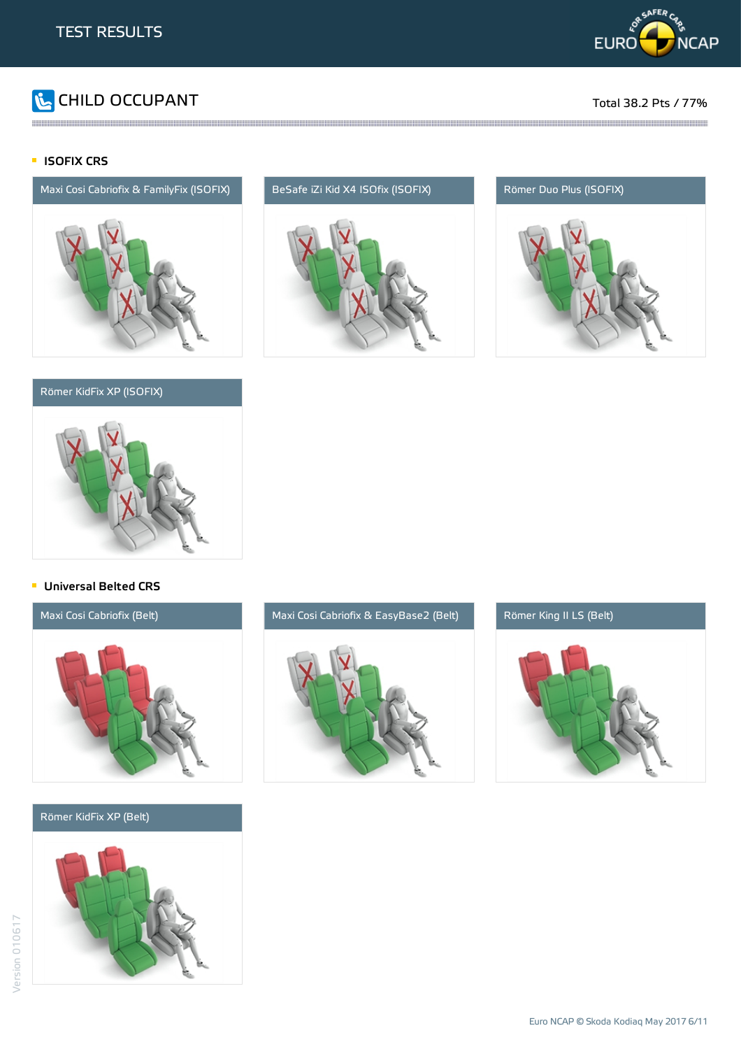## CHILD OCCUPANT

Total 38.2 Pts / 77%

### ISOFIX CRS

Maxi Cosi Cabriofix & FamilyFix (ISOFIX)

BeSafe iZi Kid X4 ISOfix (ISOFIX)

Römer Duo Plus (ISOFIX)

Römer KidFix XP (ISOFIX)

### Universal Belted CRS

Maxi Cosi Cabriofix (Belt)

Maxi Cosi Cabriofix & EasyBase2 (Belt)

Römer King II LS (Belt)

Römer KidFix XP (Belt)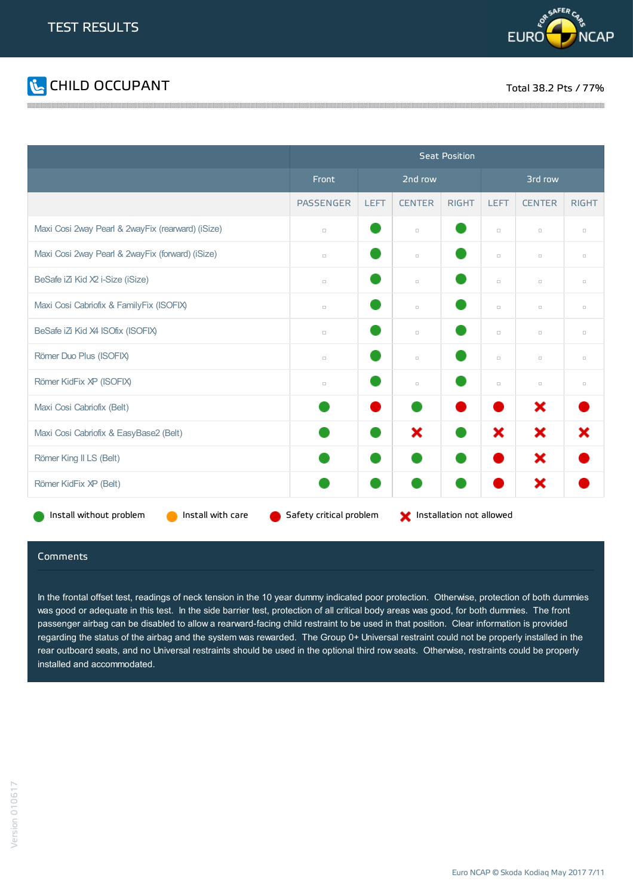# TEST RESULTS

## CHILD OCCUPANT

Total 38.2 Pts / 77%

| | Seat Position | | | | | | |
|---|---|---|---|---|---|---|---|
| | Front | 2nd row | | | 3rd row | | |
| | PASSENGER | LEFT | CENTER | RIGHT | LEFT | CENTER | RIGHT |
| Maxi Cosi 2way Pearl & 2wayFix (rearward) (iSize) | ▫ | Install without problem | ▫ | Install without problem | ▫ | ▫ | ▫ |
| Maxi Cosi 2way Pearl & 2wayFix (forward) (iSize) | ▫ | Install without problem | ▫ | Install without problem | ▫ | ▫ | ▫ |
| BeSafe iZi Kid X2 i-Size (iSize) | ▫ | Install without problem | ▫ | Install without problem | ▫ | ▫ | ▫ |
| Maxi Cosi Cabriofix & FamilyFix (ISOFIX) | ▫ | Install without problem | ▫ | Install without problem | ▫ | ▫ | ▫ |
| BeSafe iZi Kid X4 ISOfix (ISOFIX) | ▫ | Install without problem | ▫ | Install without problem | ▫ | ▫ | ▫ |
| Römer Duo Plus (ISOFIX) | ▫ | Install without problem | ▫ | Install without problem | ▫ | ▫ | ▫ |
| Römer KidFix XP (ISOFIX) | ▫ | Install without problem | ▫ | Install without problem | ▫ | ▫ | ▫ |
| Maxi Cosi Cabriofix (Belt) | Install without problem | Safety critical problem | Install without problem | Safety critical problem | Safety critical problem | Installation not allowed | Safety critical problem |
| Maxi Cosi Cabriofix & EasyBase2 (Belt) | Install without problem | Install without problem | Installation not allowed | Install without problem | Installation not allowed | Installation not allowed | Installation not allowed |
| Römer King II LS (Belt) | Install without problem | Install without problem | Install without problem | Install without problem | Safety critical problem | Installation not allowed | Safety critical problem |
| Römer KidFix XP (Belt) | Install without problem | Install without problem | Install without problem | Install without problem | Safety critical problem | Installation not allowed | Safety critical problem |

Install without problem | Install with care | Safety critical problem | Installation not allowed

### Comments

In the frontal offset test, readings of neck tension in the 10 year dummy indicated poor protection. Otherwise, protection of both dummies was good or adequate in this test. In the side barrier test, protection of all critical body areas was good, for both dummies. The front passenger airbag can be disabled to allow a rearward-facing child restraint to be used in that position. Clear information is provided regarding the status of the airbag and the system was rewarded. The Group 0+ Universal restraint could not be properly installed in the rear outboard seats, and no Universal restraints should be used in the optional third row seats. Otherwise, restraints could be properly installed and accommodated.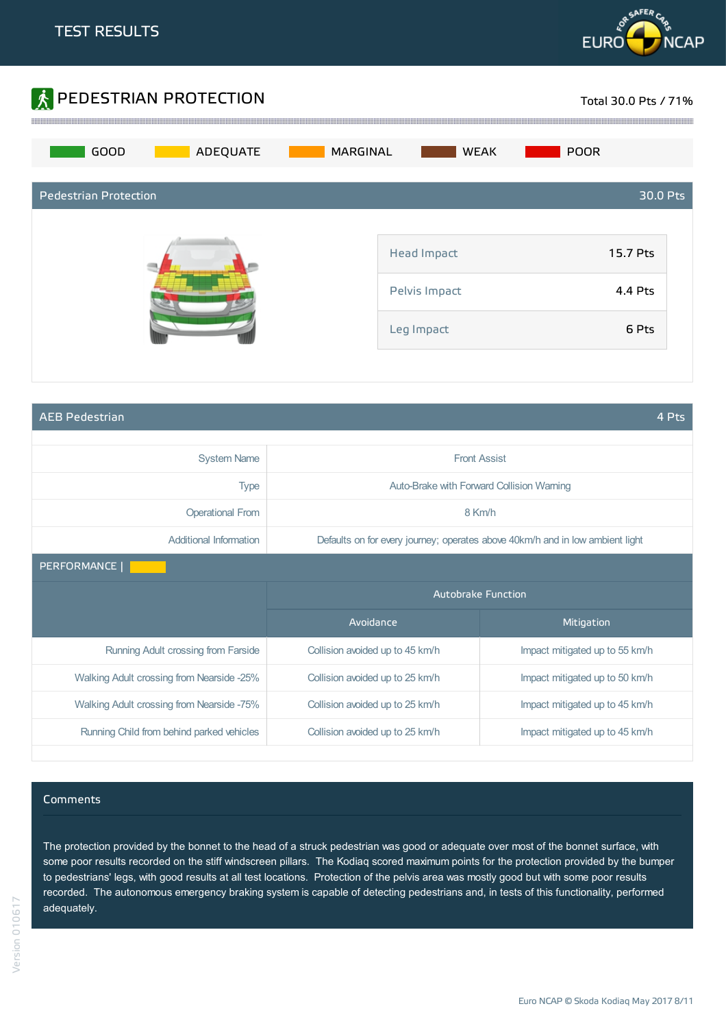# TEST RESULTS

## PEDESTRIAN PROTECTION

Total 30.0 Pts / 71%

GOOD | ADEQUATE | MARGINAL | WEAK | POOR

### Pedestrian Protection — 30.0 Pts

| | |
|---|---|
| Head Impact | 15.7 Pts |
| Pelvis Impact | 4.4 Pts |
| Leg Impact | 6 Pts |

### AEB Pedestrian — 4 Pts

| | |
|---|---|
| System Name | Front Assist |
| Type | Auto-Brake with Forward Collision Warning |
| Operational From | 8 Km/h |
| Additional Information | Defaults on for every journey; operates above 40km/h and in low ambient light |

PERFORMANCE |

| | Autobrake Function | |
|---|---|---|
| | Avoidance | Mitigation |
| Running Adult crossing from Farside | Collision avoided up to 45 km/h | Impact mitigated up to 55 km/h |
| Walking Adult crossing from Nearside -25% | Collision avoided up to 25 km/h | Impact mitigated up to 50 km/h |
| Walking Adult crossing from Nearside -75% | Collision avoided up to 25 km/h | Impact mitigated up to 45 km/h |
| Running Child from behind parked vehicles | Collision avoided up to 25 km/h | Impact mitigated up to 45 km/h |

### Comments

The protection provided by the bonnet to the head of a struck pedestrian was good or adequate over most of the bonnet surface, with some poor results recorded on the stiff windscreen pillars. The Kodiaq scored maximum points for the protection provided by the bumper to pedestrians' legs, with good results at all test locations. Protection of the pelvis area was mostly good but with some poor results recorded. The autonomous emergency braking system is capable of detecting pedestrians and, in tests of this functionality, performed adequately.

Version 010617

Euro NCAP © Skoda Kodiaq May 2017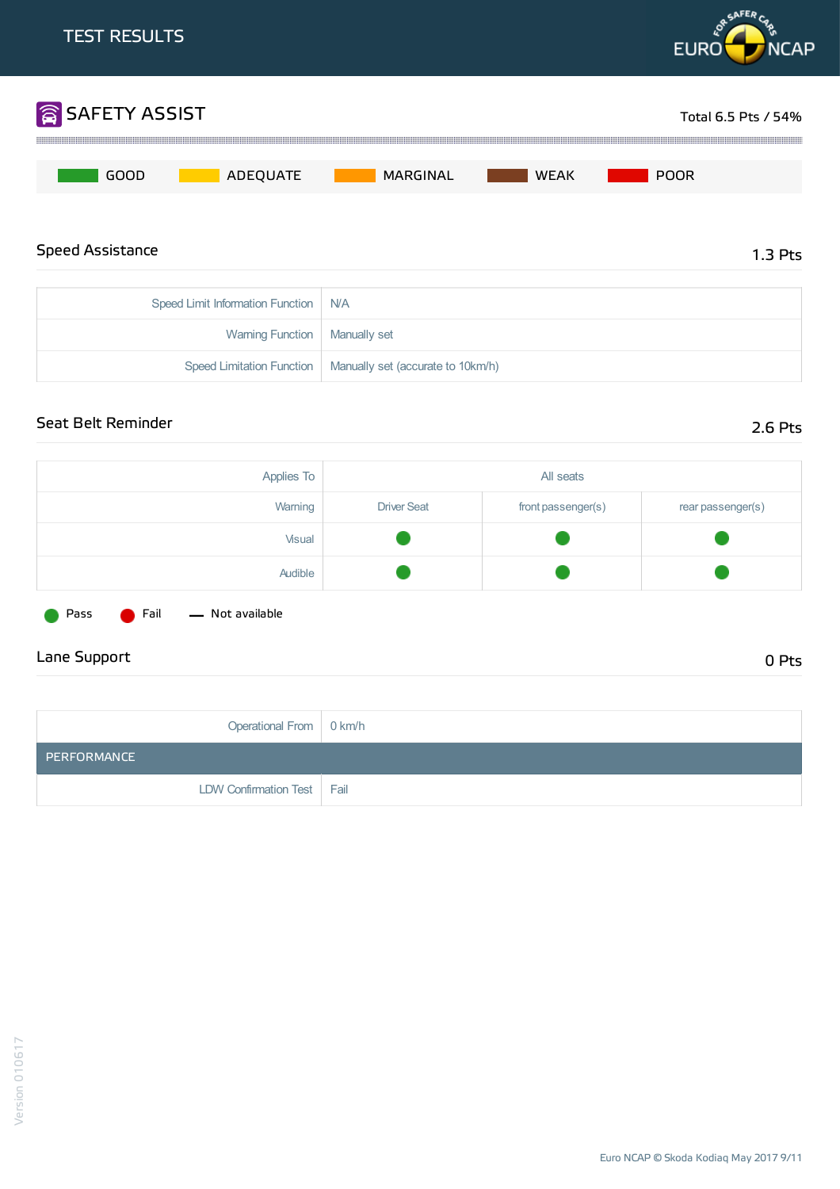# TEST RESULTS

## SAFETY ASSIST

Total 6.5 Pts / 54%

GOOD | ADEQUATE | MARGINAL | WEAK | POOR

### Speed Assistance

1.3 Pts

| | |
|---|---|
| Speed Limit Information Function | N/A |
| Warning Function | Manually set |
| Speed Limitation Function | Manually set (accurate to 10km/h) |

### Seat Belt Reminder

2.6 Pts

| Applies To | All seats | | |
|---|---|---|---|
| Warning | Driver Seat | front passenger(s) | rear passenger(s) |
| Visual | Pass | Pass | Pass |
| Audible | Pass | Pass | Pass |

Pass | Fail | — Not available

### Lane Support

0 Pts

| | |
|---|---|
| Operational From | 0 km/h |
| **PERFORMANCE** | |
| LDW Confirmation Test | Fail |

Version 010617

Euro NCAP © Skoda Kodiaq May 2017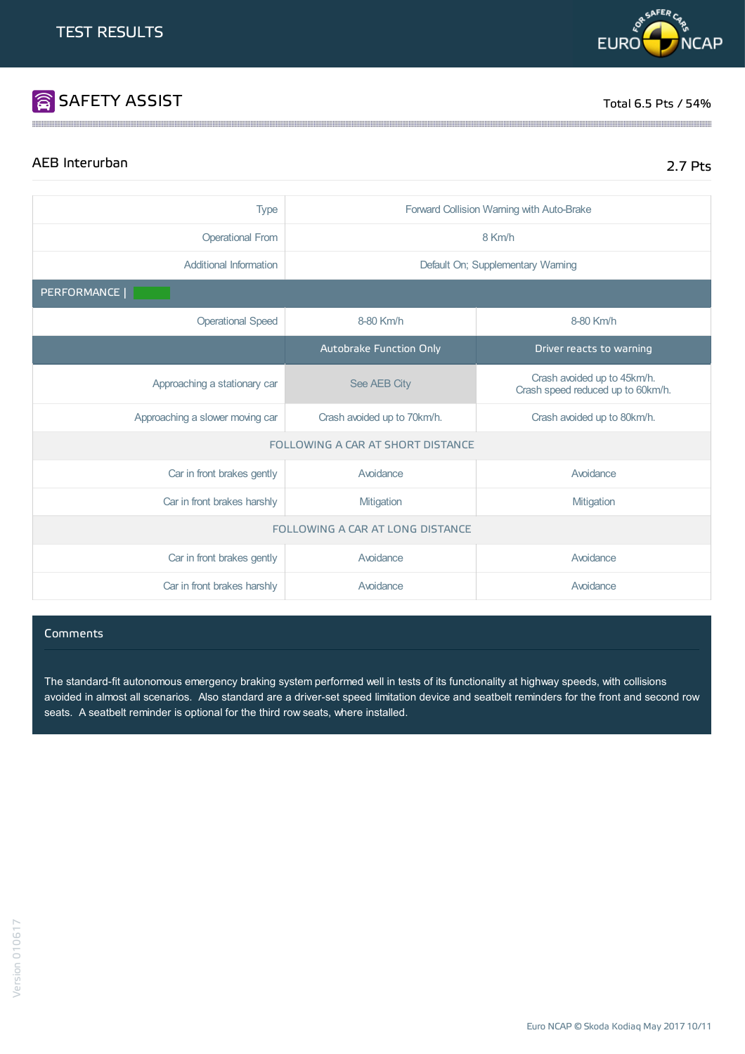# TEST RESULTS

## SAFETY ASSIST

Total 6.5 Pts / 54%

### AEB Interurban

2.7 Pts

| | | |
|---|---|---|
| Type | Forward Collision Warning with Auto-Brake | |
| Operational From | 8 Km/h | |
| Additional Information | Default On; Supplementary Warning | |
| PERFORMANCE | | | |
| Operational Speed | 8-80 Km/h | 8-80 Km/h |
| | Autobrake Function Only | Driver reacts to warning |
| Approaching a stationary car | See AEB City | Crash avoided up to 45km/h. Crash speed reduced up to 60km/h. |
| Approaching a slower moving car | Crash avoided up to 70km/h. | Crash avoided up to 80km/h. |
| FOLLOWING A CAR AT SHORT DISTANCE | | |
| Car in front brakes gently | Avoidance | Avoidance |
| Car in front brakes harshly | Mitigation | Mitigation |
| FOLLOWING A CAR AT LONG DISTANCE | | |
| Car in front brakes gently | Avoidance | Avoidance |
| Car in front brakes harshly | Avoidance | Avoidance |

### Comments

The standard-fit autonomous emergency braking system performed well in tests of its functionality at highway speeds, with collisions avoided in almost all scenarios. Also standard are a driver-set speed limitation device and seatbelt reminders for the front and second row seats. A seatbelt reminder is optional for the third row seats, where installed.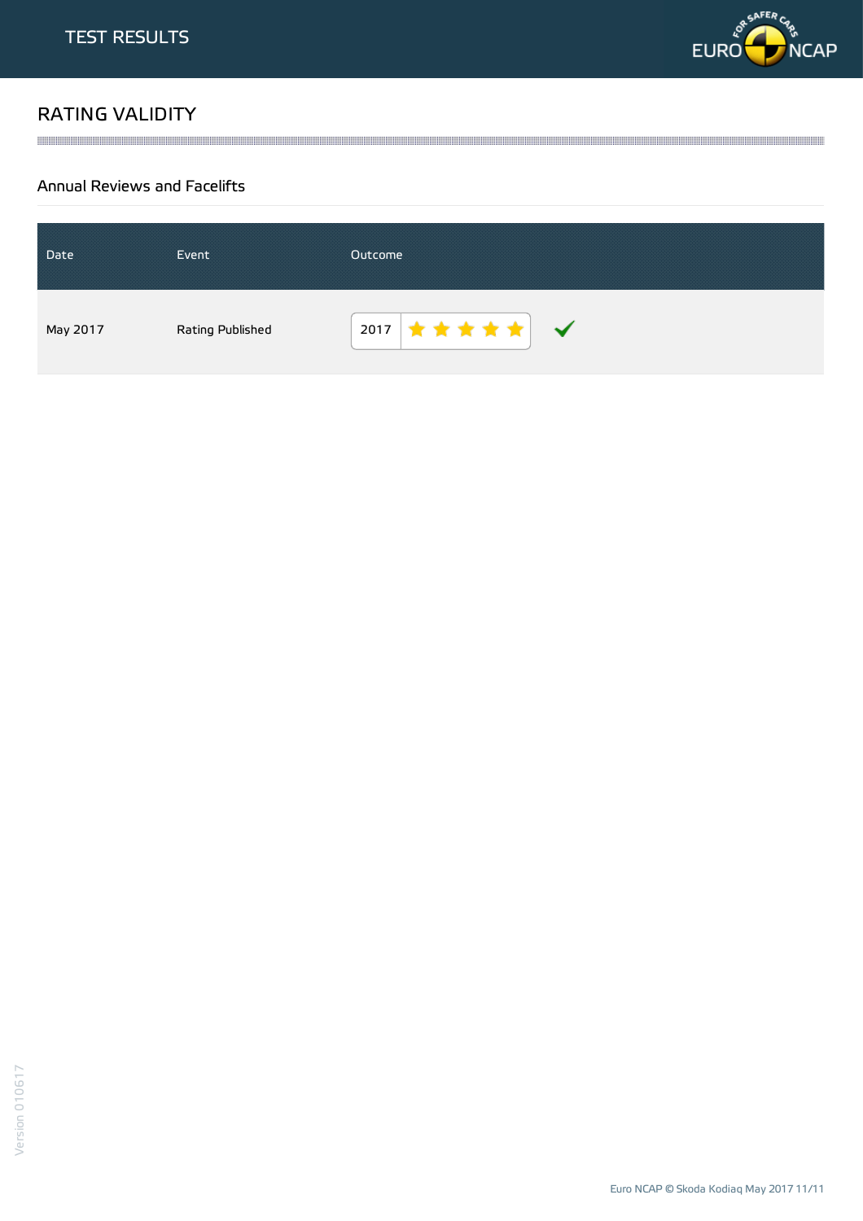# RATING VALIDITY

## Annual Reviews and Facelifts

| Date | Event | Outcome |
|---|---|---|
| May 2017 | Rating Published | 2017 ★★★★★ ✓ |